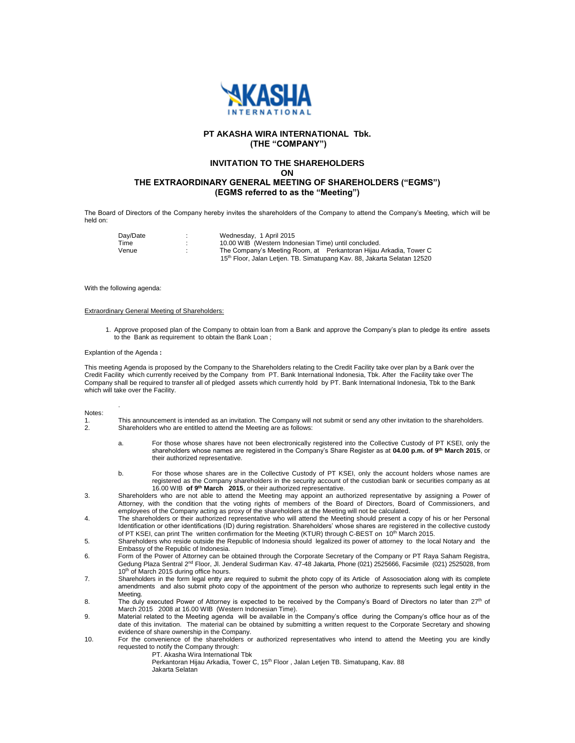# PT AKASHA WIRA INTERNATIONAL Tbk.
# (THE "COMPANY")

## INVITATION TO THE SHAREHOLDERS
## ON
## THE EXTRAORDINARY GENERAL MEETING OF SHAREHOLDERS ("EGMS")
## (EGMS referred to as the "Meeting")

The Board of Directors of the Company hereby invites the shareholders of the Company to attend the Company's Meeting, which will be held on:

| | | |
|---|---|---|
| Day/Date | : | Wednesday, 1 April 2015 |
| Time | : | 10.00 WIB (Western Indonesian Time) until concluded. |
| Venue | : | The Company's Meeting Room, at Perkantoran Hijau Arkadia, Tower C 15th Floor, Jalan Letjen. TB. Simatupang Kav. 88, Jakarta Selatan 12520 |

With the following agenda:

Extraordinary General Meeting of Shareholders:

1. Approve proposed plan of the Company to obtain loan from a Bank and approve the Company's plan to pledge its entire assets to the Bank as requirement to obtain the Bank Loan ;

Explantion of the Agenda **:**

This meeting Agenda is proposed by the Company to the Shareholders relating to the Credit Facility take over plan by a Bank over the Credit Facility which currently received by the Company from PT. Bank International Indonesia, Tbk. After the Facility take over The Company shall be required to transfer all of pledged assets which currently hold by PT. Bank International Indonesia, Tbk to the Bank which will take over the Facility.

Notes:

1. This announcement is intended as an invitation. The Company will not submit or send any other invitation to the shareholders.
2. Shareholders who are entitled to attend the Meeting are as follows:

   a. For those whose shares have not been electronically registered into the Collective Custody of PT KSEI, only the shareholders whose names are registered in the Company's Share Register as at **04.00 p.m. of 9th March 2015**, or their authorized representative.

   b. For those whose shares are in the Collective Custody of PT KSEI, only the account holders whose names are registered as the Company shareholders in the security account of the custodian bank or securities company as at 16.00 WIB **of 9th March 2015**, or their authorized representative.
3. Shareholders who are not able to attend the Meeting may appoint an authorized representative by assigning a Power of Attorney, with the condition that the voting rights of members of the Board of Directors, Board of Commissioners, and employees of the Company acting as proxy of the shareholders at the Meeting will not be calculated.
4. The shareholders or their authorized representative who will attend the Meeting should present a copy of his or her Personal Identification or other identifications (ID) during registration. Shareholders' whose shares are registered in the collective custody of PT KSEI, can print The written confirmation for the Meeting (KTUR) through C-BEST on 10th March 2015.
5. Shareholders who reside outside the Republic of Indonesia should legalized its power of attorney to the local Notary and the Embassy of the Republic of Indonesia.
6. Form of the Power of Attorney can be obtained through the Corporate Secretary of the Company or PT Raya Saham Registra, Gedung Plaza Sentral 2nd Floor, Jl. Jenderal Sudirman Kav. 47-48 Jakarta, Phone (021) 2525666, Facsimile (021) 2525028, from 10th of March 2015 during office hours.
7. Shareholders in the form legal entty are required to submit the photo copy of its Article of Assosociation along with its complete amendments and also submit photo copy of the appointment of the person who authorize to represents such legal entity in the Meeting.
8. The duly executed Power of Attorney is expected to be received by the Company's Board of Directors no later than 27th of March 2015 2008 at 16.00 WIB (Western Indonesian Time).
9. Material related to the Meeting agenda will be available in the Company's office during the Company's office hour as of the date of this invitation. The material can be obtained by submitting a written request to the Corporate Secretary and showing evidence of share ownership in the Company.
10. For the convenience of the shareholders or authorized representatives who intend to attend the Meeting you are kindly requested to notify the Company through:

    PT. Akasha Wira International Tbk
    Perkantoran Hijau Arkadia, Tower C, 15th Floor , Jalan Letjen TB. Simatupang, Kav. 88
    Jakarta Selatan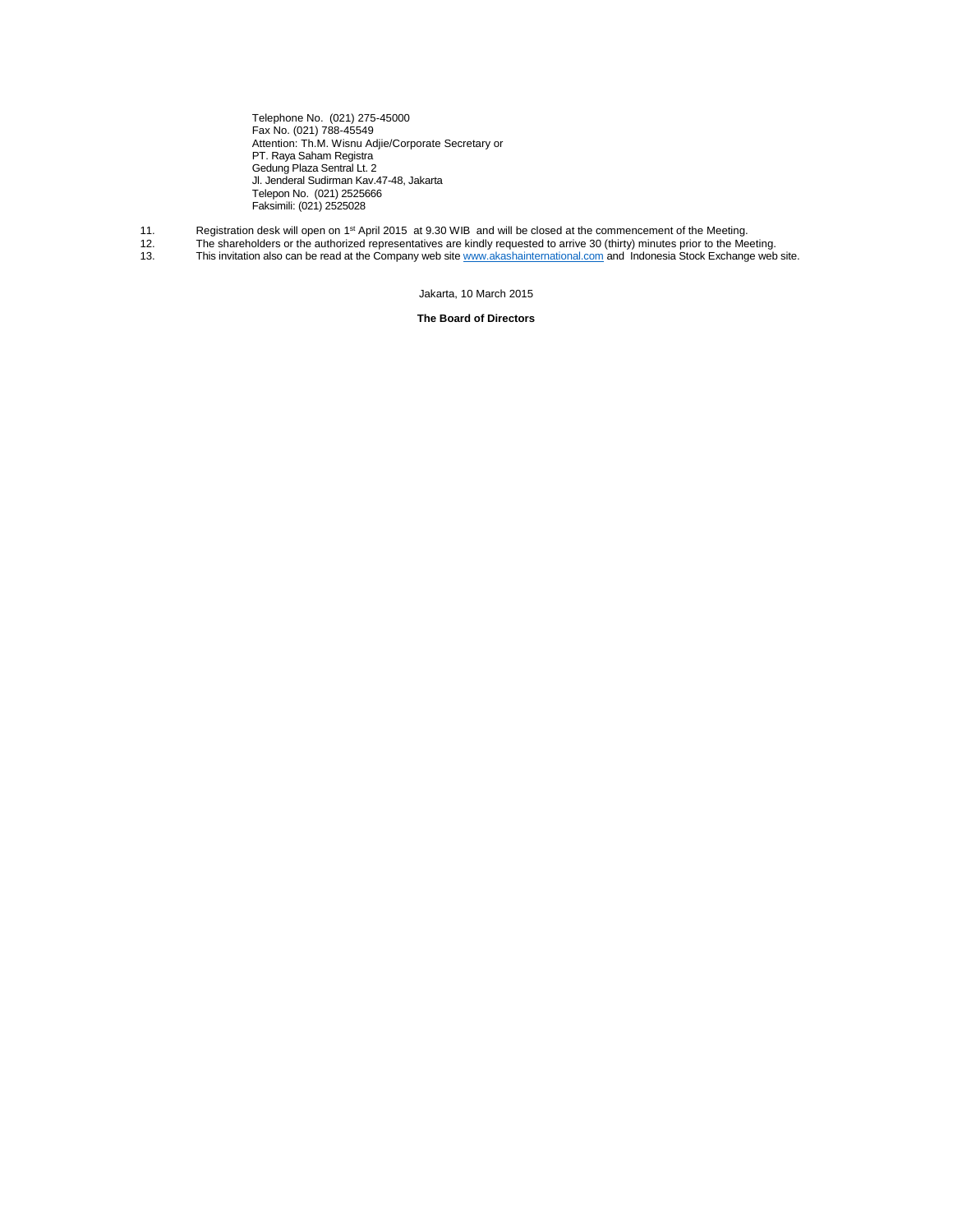Telephone No. (021) 275-45000  
Fax No. (021) 788-45549  
Attention: Th.M. Wisnu Adjie/Corporate Secretary or  
PT. Raya Saham Registra  
Gedung Plaza Sentral Lt. 2  
Jl. Jenderal Sudirman Kav.47-48, Jakarta  
Telepon No. (021) 2525666  
Faksimili: (021) 2525028

11. Registration desk will open on 1st April 2015 at 9.30 WIB and will be closed at the commencement of the Meeting.
12. The shareholders or the authorized representatives are kindly requested to arrive 30 (thirty) minutes prior to the Meeting.
13. This invitation also can be read at the Company web site www.akashainternational.com and Indonesia Stock Exchange web site.

Jakarta, 10 March 2015

**The Board of Directors**